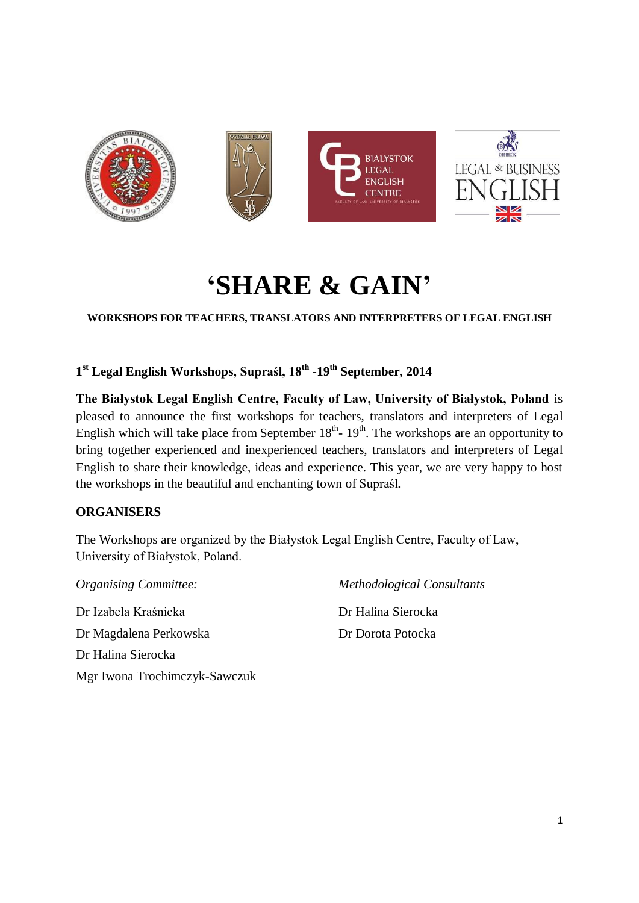# 'SHARE & GAIN'

**WORKSHOPS FOR TEACHERS, TRANSLATORS AND INTERPRETERS OF LEGAL ENGLISH**

## 1st Legal English Workshops, Supraśl, 18th -19th September, 2014

**The Białystok Legal English Centre, Faculty of Law, University of Białystok, Poland** is pleased to announce the first workshops for teachers, translators and interpreters of Legal English which will take place from September 18th- 19th. The workshops are an opportunity to bring together experienced and inexperienced teachers, translators and interpreters of Legal English to share their knowledge, ideas and experience. This year, we are very happy to host the workshops in the beautiful and enchanting town of Supraśl.

**ORGANISERS**

The Workshops are organized by the Białystok Legal English Centre, Faculty of Law, University of Białystok, Poland.

*Organising Committee:*

Dr Izabela Kraśnicka

Dr Magdalena Perkowska

Dr Halina Sierocka

Mgr Iwona Trochimczyk-Sawczuk

*Methodological Consultants*

Dr Halina Sierocka

Dr Dorota Potocka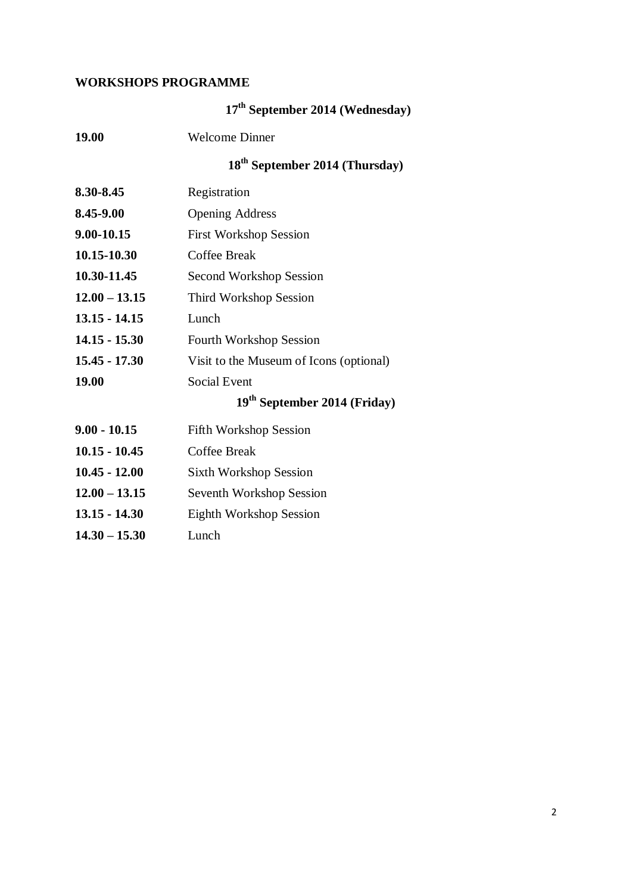**WORKSHOPS PROGRAMME**

**17th September 2014 (Wednesday)**

| | |
|---|---|
| **19.00** | Welcome Dinner |

**18th September 2014 (Thursday)**

| | |
|---|---|
| **8.30-8.45** | Registration |
| **8.45-9.00** | Opening Address |
| **9.00-10.15** | First Workshop Session |
| **10.15-10.30** | Coffee Break |
| **10.30-11.45** | Second Workshop Session |
| **12.00 – 13.15** | Third Workshop Session |
| **13.15 - 14.15** | Lunch |
| **14.15 - 15.30** | Fourth Workshop Session |
| **15.45 - 17.30** | Visit to the Museum of Icons (optional) |
| **19.00** | Social Event |

**19th September 2014 (Friday)**

| | |
|---|---|
| **9.00 - 10.15** | Fifth Workshop Session |
| **10.15 - 10.45** | Coffee Break |
| **10.45 - 12.00** | Sixth Workshop Session |
| **12.00 – 13.15** | Seventh Workshop Session |
| **13.15 - 14.30** | Eighth Workshop Session |
| **14.30 – 15.30** | Lunch |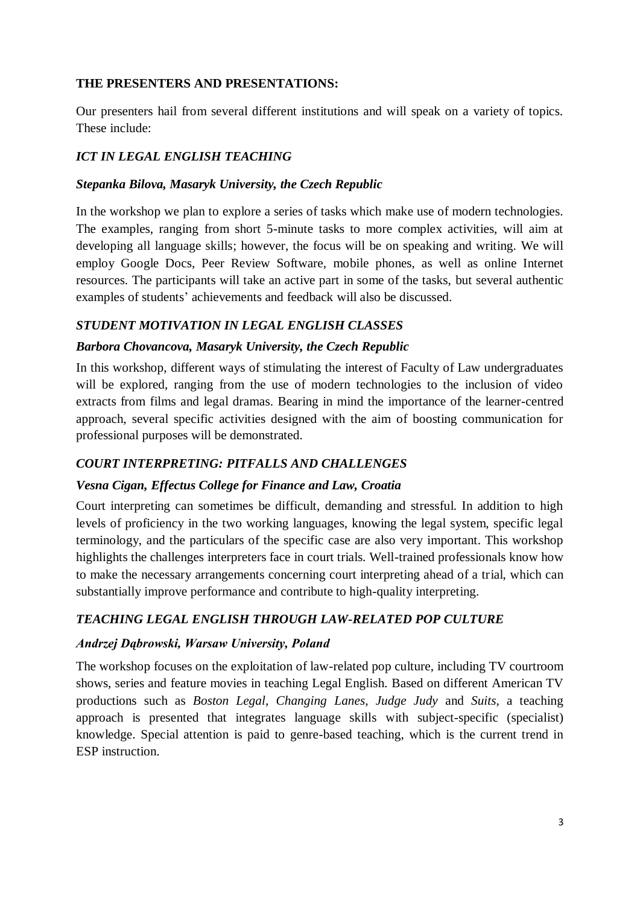**THE PRESENTERS AND PRESENTATIONS:**

Our presenters hail from several different institutions and will speak on a variety of topics. These include:

### *ICT IN LEGAL ENGLISH TEACHING*

***Stepanka Bilova, Masaryk University, the Czech Republic***

In the workshop we plan to explore a series of tasks which make use of modern technologies. The examples, ranging from short 5-minute tasks to more complex activities, will aim at developing all language skills; however, the focus will be on speaking and writing. We will employ Google Docs, Peer Review Software, mobile phones, as well as online Internet resources. The participants will take an active part in some of the tasks, but several authentic examples of students' achievements and feedback will also be discussed.

### *STUDENT MOTIVATION IN LEGAL ENGLISH CLASSES*

***Barbora Chovancova, Masaryk University, the Czech Republic***

In this workshop, different ways of stimulating the interest of Faculty of Law undergraduates will be explored, ranging from the use of modern technologies to the inclusion of video extracts from films and legal dramas. Bearing in mind the importance of the learner-centred approach, several specific activities designed with the aim of boosting communication for professional purposes will be demonstrated.

### *COURT INTERPRETING: PITFALLS AND CHALLENGES*

***Vesna Cigan, Effectus College for Finance and Law, Croatia***

Court interpreting can sometimes be difficult, demanding and stressful. In addition to high levels of proficiency in the two working languages, knowing the legal system, specific legal terminology, and the particulars of the specific case are also very important. This workshop highlights the challenges interpreters face in court trials. Well-trained professionals know how to make the necessary arrangements concerning court interpreting ahead of a trial, which can substantially improve performance and contribute to high-quality interpreting.

### *TEACHING LEGAL ENGLISH THROUGH LAW-RELATED POP CULTURE*

***Andrzej Dąbrowski, Warsaw University, Poland***

The workshop focuses on the exploitation of law-related pop culture, including TV courtroom shows, series and feature movies in teaching Legal English. Based on different American TV productions such as *Boston Legal*, *Changing Lanes*, *Judge Judy* and *Suits*, a teaching approach is presented that integrates language skills with subject-specific (specialist) knowledge. Special attention is paid to genre-based teaching, which is the current trend in ESP instruction.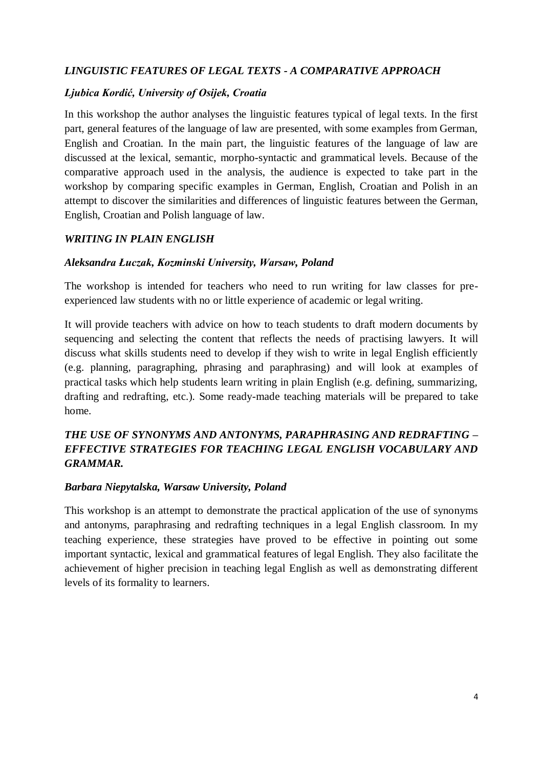### *LINGUISTIC FEATURES OF LEGAL TEXTS - A COMPARATIVE APPROACH*

***Ljubica Kordić, University of Osijek, Croatia***

In this workshop the author analyses the linguistic features typical of legal texts. In the first part, general features of the language of law are presented, with some examples from German, English and Croatian. In the main part, the linguistic features of the language of law are discussed at the lexical, semantic, morpho-syntactic and grammatical levels. Because of the comparative approach used in the analysis, the audience is expected to take part in the workshop by comparing specific examples in German, English, Croatian and Polish in an attempt to discover the similarities and differences of linguistic features between the German, English, Croatian and Polish language of law.

### *WRITING IN PLAIN ENGLISH*

***Aleksandra Łuczak, Kozminski University, Warsaw, Poland***

The workshop is intended for teachers who need to run writing for law classes for pre-experienced law students with no or little experience of academic or legal writing.

It will provide teachers with advice on how to teach students to draft modern documents by sequencing and selecting the content that reflects the needs of practising lawyers. It will discuss what skills students need to develop if they wish to write in legal English efficiently (e.g. planning, paragraphing, phrasing and paraphrasing) and will look at examples of practical tasks which help students learn writing in plain English (e.g. defining, summarizing, drafting and redrafting, etc.). Some ready-made teaching materials will be prepared to take home.

### *THE USE OF SYNONYMS AND ANTONYMS, PARAPHRASING AND REDRAFTING – EFFECTIVE STRATEGIES FOR TEACHING LEGAL ENGLISH VOCABULARY AND GRAMMAR.*

***Barbara Niepytalska, Warsaw University, Poland***

This workshop is an attempt to demonstrate the practical application of the use of synonyms and antonyms, paraphrasing and redrafting techniques in a legal English classroom. In my teaching experience, these strategies have proved to be effective in pointing out some important syntactic, lexical and grammatical features of legal English. They also facilitate the achievement of higher precision in teaching legal English as well as demonstrating different levels of its formality to learners.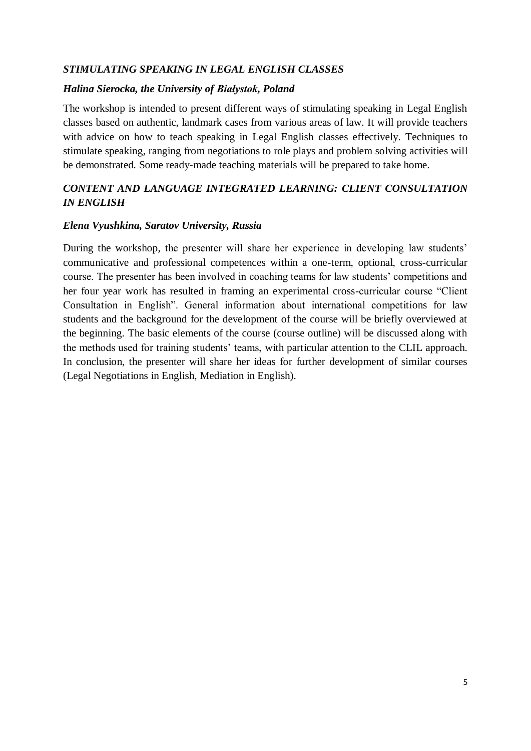### *STIMULATING SPEAKING IN LEGAL ENGLISH CLASSES*

***Halina Sierocka, the University of Białystok, Poland***

The workshop is intended to present different ways of stimulating speaking in Legal English classes based on authentic, landmark cases from various areas of law. It will provide teachers with advice on how to teach speaking in Legal English classes effectively. Techniques to stimulate speaking, ranging from negotiations to role plays and problem solving activities will be demonstrated. Some ready-made teaching materials will be prepared to take home.

### *CONTENT AND LANGUAGE INTEGRATED LEARNING: CLIENT CONSULTATION IN ENGLISH*

***Elena Vyushkina, Saratov University, Russia***

During the workshop, the presenter will share her experience in developing law students' communicative and professional competences within a one-term, optional, cross-curricular course. The presenter has been involved in coaching teams for law students' competitions and her four year work has resulted in framing an experimental cross-curricular course "Client Consultation in English". General information about international competitions for law students and the background for the development of the course will be briefly overviewed at the beginning. The basic elements of the course (course outline) will be discussed along with the methods used for training students' teams, with particular attention to the CLIL approach. In conclusion, the presenter will share her ideas for further development of similar courses (Legal Negotiations in English, Mediation in English).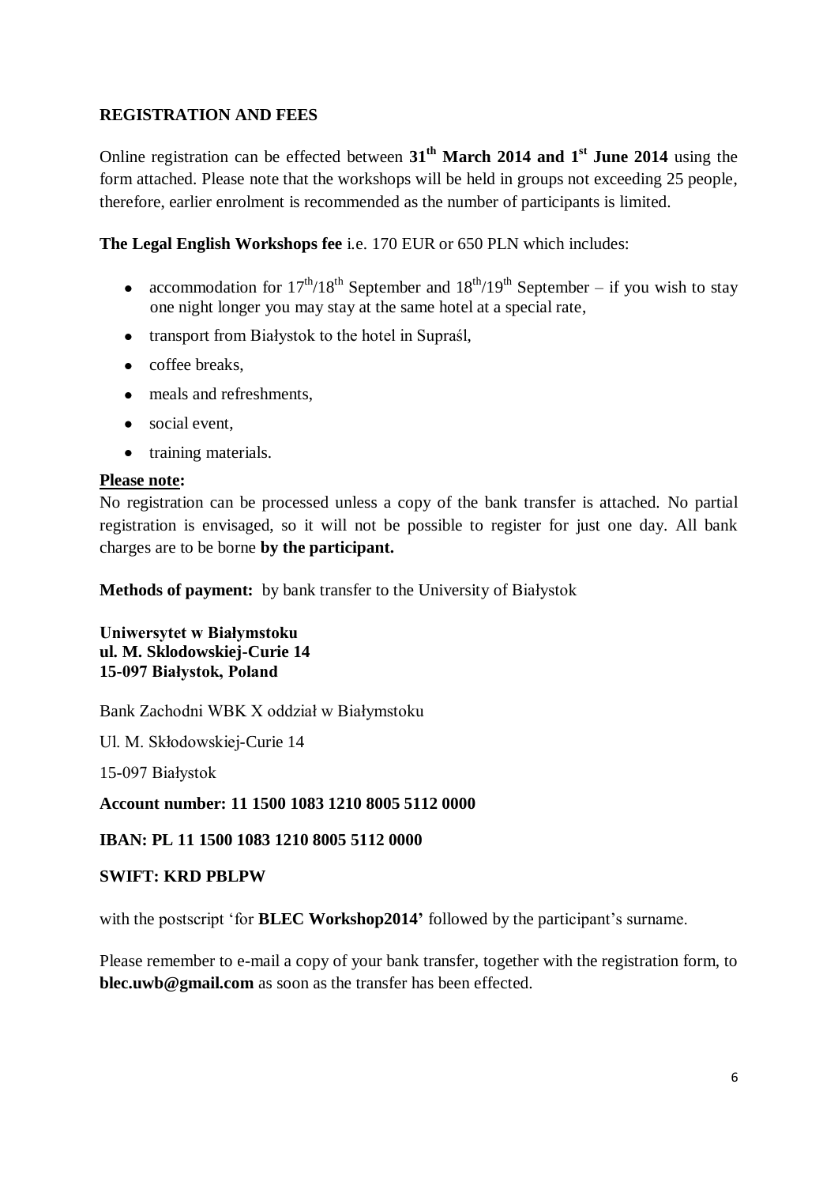## REGISTRATION AND FEES

Online registration can be effected between **31$^{th}$ March 2014 and 1$^{st}$ June 2014** using the form attached. Please note that the workshops will be held in groups not exceeding 25 people, therefore, earlier enrolment is recommended as the number of participants is limited.

**The Legal English Workshops fee** i.e. 170 EUR or 650 PLN which includes:

- accommodation for 17$^{th}$/18$^{th}$ September and 18$^{th}$/19$^{th}$ September – if you wish to stay one night longer you may stay at the same hotel at a special rate,
- transport from Białystok to the hotel in Supraśl,
- coffee breaks,
- meals and refreshments,
- social event,
- training materials.

**Please note:**
No registration can be processed unless a copy of the bank transfer is attached. No partial registration is envisaged, so it will not be possible to register for just one day. All bank charges are to be borne **by the participant.**

**Methods of payment:** by bank transfer to the University of Białystok

**Uniwersytet w Białymstoku**
**ul. M. Skłodowskiej-Curie 14**
**15-097 Białystok, Poland**

Bank Zachodni WBK X oddział w Białymstoku

Ul. M. Skłodowskiej-Curie 14

15-097 Białystok

**Account number: 11 1500 1083 1210 8005 5112 0000**

**IBAN: PL 11 1500 1083 1210 8005 5112 0000**

**SWIFT: KRD PBLPW**

with the postscript 'for **BLEC Workshop2014'** followed by the participant's surname.

Please remember to e-mail a copy of your bank transfer, together with the registration form, to **blec.uwb@gmail.com** as soon as the transfer has been effected.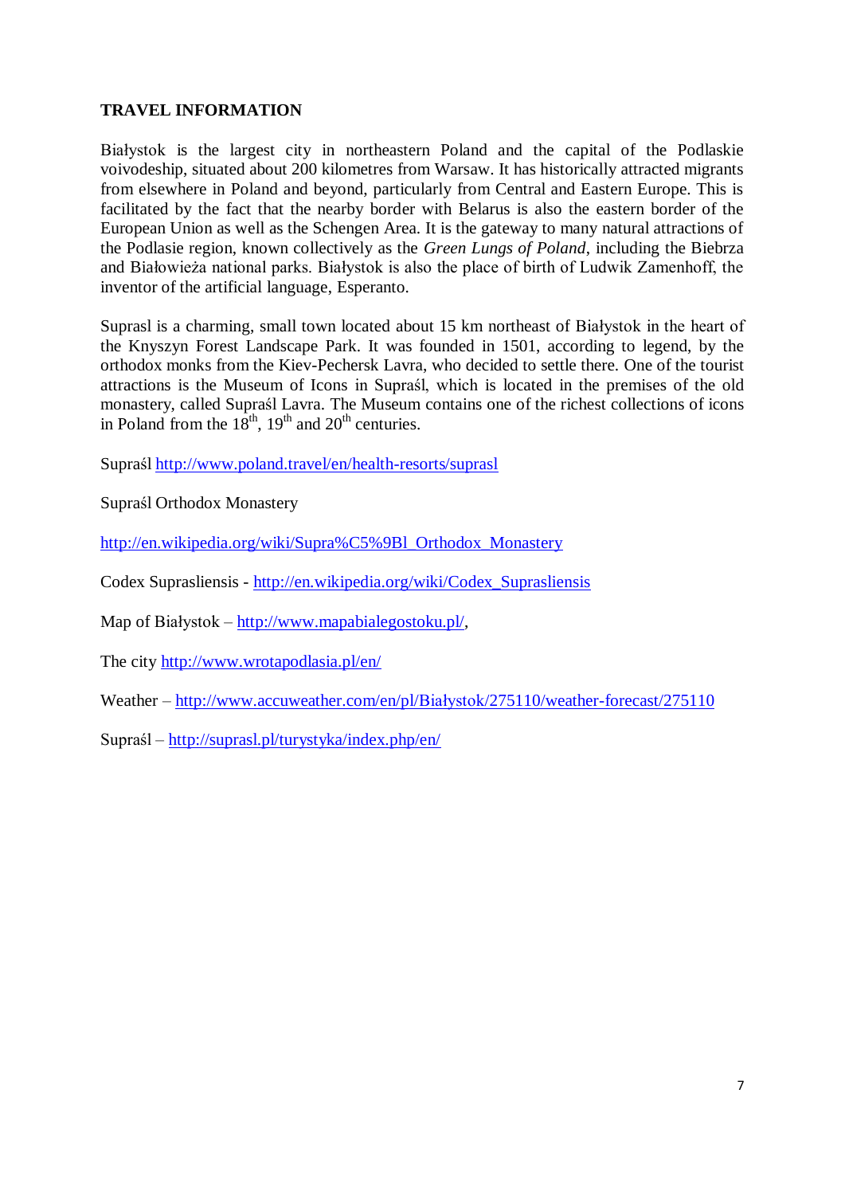## TRAVEL INFORMATION

Białystok is the largest city in northeastern Poland and the capital of the Podlaskie voivodeship, situated about 200 kilometres from Warsaw. It has historically attracted migrants from elsewhere in Poland and beyond, particularly from Central and Eastern Europe. This is facilitated by the fact that the nearby border with Belarus is also the eastern border of the European Union as well as the Schengen Area. It is the gateway to many natural attractions of the Podlasie region, known collectively as the *Green Lungs of Poland*, including the Biebrza and Białowieża national parks. Białystok is also the place of birth of Ludwik Zamenhoff, the inventor of the artificial language, Esperanto.

Suprasl is a charming, small town located about 15 km northeast of Białystok in the heart of the Knyszyn Forest Landscape Park. It was founded in 1501, according to legend, by the orthodox monks from the Kiev-Pechersk Lavra, who decided to settle there. One of the tourist attractions is the Museum of Icons in Supraśl, which is located in the premises of the old monastery, called Supraśl Lavra. The Museum contains one of the richest collections of icons in Poland from the 18th, 19th and 20th centuries.

Supraśl http://www.poland.travel/en/health-resorts/suprasl

Supraśl Orthodox Monastery

http://en.wikipedia.org/wiki/Supra%C5%9Bl_Orthodox_Monastery

Codex Suprasliensis - http://en.wikipedia.org/wiki/Codex_Suprasliensis

Map of Białystok – http://www.mapabialegostoku.pl/,

The city http://www.wrotapodlasia.pl/en/

Weather – http://www.accuweather.com/en/pl/Białystok/275110/weather-forecast/275110

Supraśl – http://suprasl.pl/turystyka/index.php/en/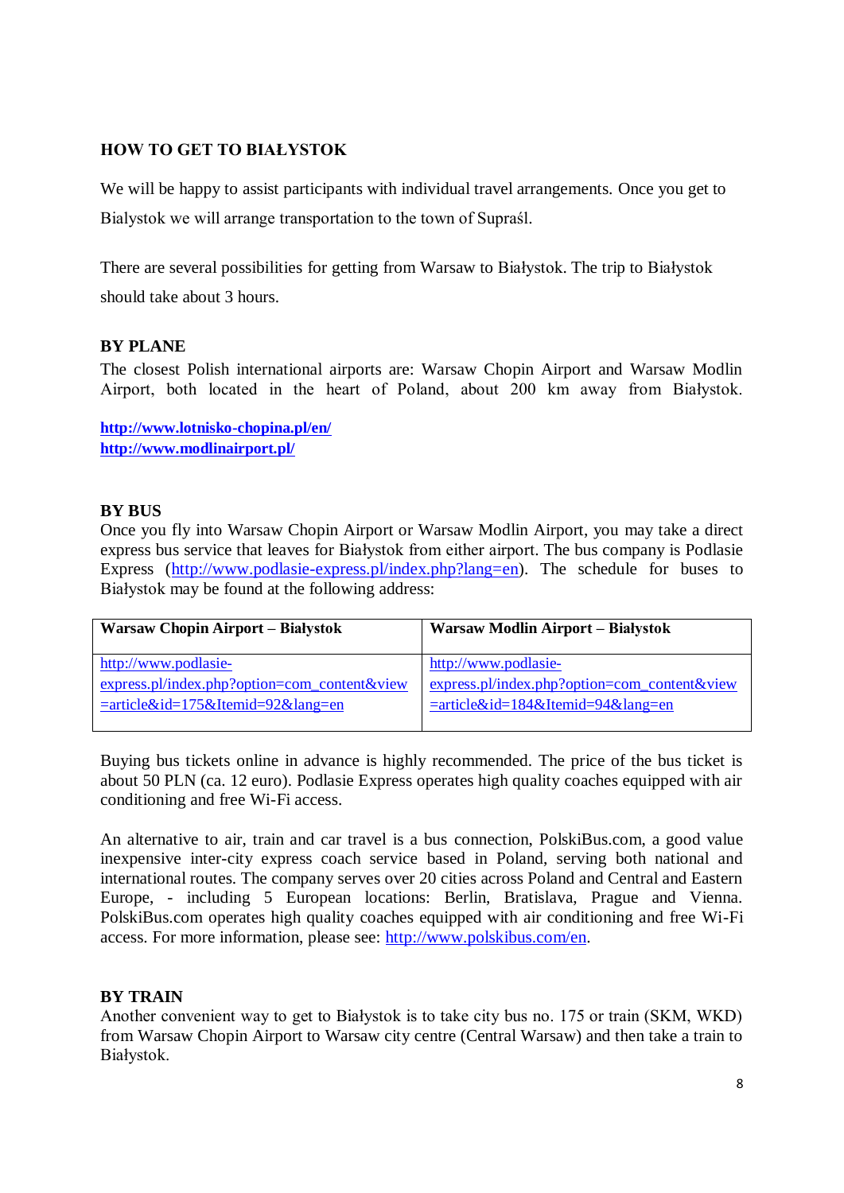## HOW TO GET TO BIAŁYSTOK

We will be happy to assist participants with individual travel arrangements. Once you get to Bialystok we will arrange transportation to the town of Supraśl.

There are several possibilities for getting from Warsaw to Białystok. The trip to Białystok should take about 3 hours.

### BY PLANE

The closest Polish international airports are: Warsaw Chopin Airport and Warsaw Modlin Airport, both located in the heart of Poland, about 200 km away from Białystok.

**http://www.lotnisko-chopina.pl/en/**
**http://www.modlinairport.pl/**

### BY BUS

Once you fly into Warsaw Chopin Airport or Warsaw Modlin Airport, you may take a direct express bus service that leaves for Białystok from either airport. The bus company is Podlasie Express (http://www.podlasie-express.pl/index.php?lang=en). The schedule for buses to Białystok may be found at the following address:

| Warsaw Chopin Airport – Białystok | Warsaw Modlin Airport – Białystok |
|---|---|
| http://www.podlasie-express.pl/index.php?option=com_content&view=article&id=175&Itemid=92&lang=en | http://www.podlasie-express.pl/index.php?option=com_content&view=article&id=184&Itemid=94&lang=en |

Buying bus tickets online in advance is highly recommended. The price of the bus ticket is about 50 PLN (ca. 12 euro). Podlasie Express operates high quality coaches equipped with air conditioning and free Wi-Fi access.

An alternative to air, train and car travel is a bus connection, PolskiBus.com, a good value inexpensive inter-city express coach service based in Poland, serving both national and international routes. The company serves over 20 cities across Poland and Central and Eastern Europe, - including 5 European locations: Berlin, Bratislava, Prague and Vienna. PolskiBus.com operates high quality coaches equipped with air conditioning and free Wi-Fi access. For more information, please see: http://www.polskibus.com/en.

### BY TRAIN

Another convenient way to get to Białystok is to take city bus no. 175 or train (SKM, WKD) from Warsaw Chopin Airport to Warsaw city centre (Central Warsaw) and then take a train to Białystok.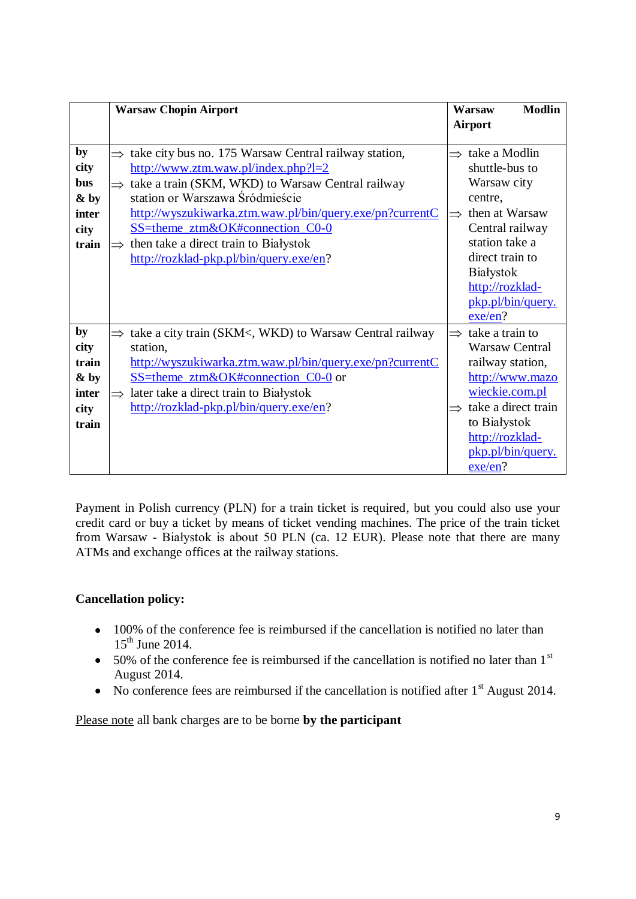|  | **Warsaw Chopin Airport** | **Warsaw Modlin Airport** |
|---|---|---|
| **by city bus & by inter city train** | ⇒ take city bus no. 175 Warsaw Central railway station, http://www.ztm.waw.pl/index.php?l=2<br>⇒ take a train (SKM, WKD) to Warsaw Central railway station or Warszawa Śródmieście http://wyszukiwarka.ztm.waw.pl/bin/query.exe/pn?currentCSS=theme_ztm&OK#connection_C0-0<br>⇒ then take a direct train to Białystok http://rozklad-pkp.pl/bin/query.exe/en? | ⇒ take a Modlin shuttle-bus to Warsaw city centre,<br>⇒ then at Warsaw Central railway station take a direct train to Białystok http://rozklad-pkp.pl/bin/query.exe/en? |
| **by city train & by inter city train** | ⇒ take a city train (SKM<, WKD) to Warsaw Central railway station, http://wyszukiwarka.ztm.waw.pl/bin/query.exe/pn?currentCSS=theme_ztm&OK#connection_C0-0 or<br>⇒ later take a direct train to Białystok http://rozklad-pkp.pl/bin/query.exe/en? | ⇒ take a train to Warsaw Central railway station, http://www.mazowieckie.com.pl<br>⇒ take a direct train to Białystok http://rozklad-pkp.pl/bin/query.exe/en? |

Payment in Polish currency (PLN) for a train ticket is required, but you could also use your credit card or buy a ticket by means of ticket vending machines. The price of the train ticket from Warsaw - Białystok is about 50 PLN (ca. 12 EUR). Please note that there are many ATMs and exchange offices at the railway stations.

**Cancellation policy:**

- 100% of the conference fee is reimbursed if the cancellation is notified no later than 15th June 2014.
- 50% of the conference fee is reimbursed if the cancellation is notified no later than 1st August 2014.
- No conference fees are reimbursed if the cancellation is notified after 1st August 2014.

Please note all bank charges are to be borne **by the participant**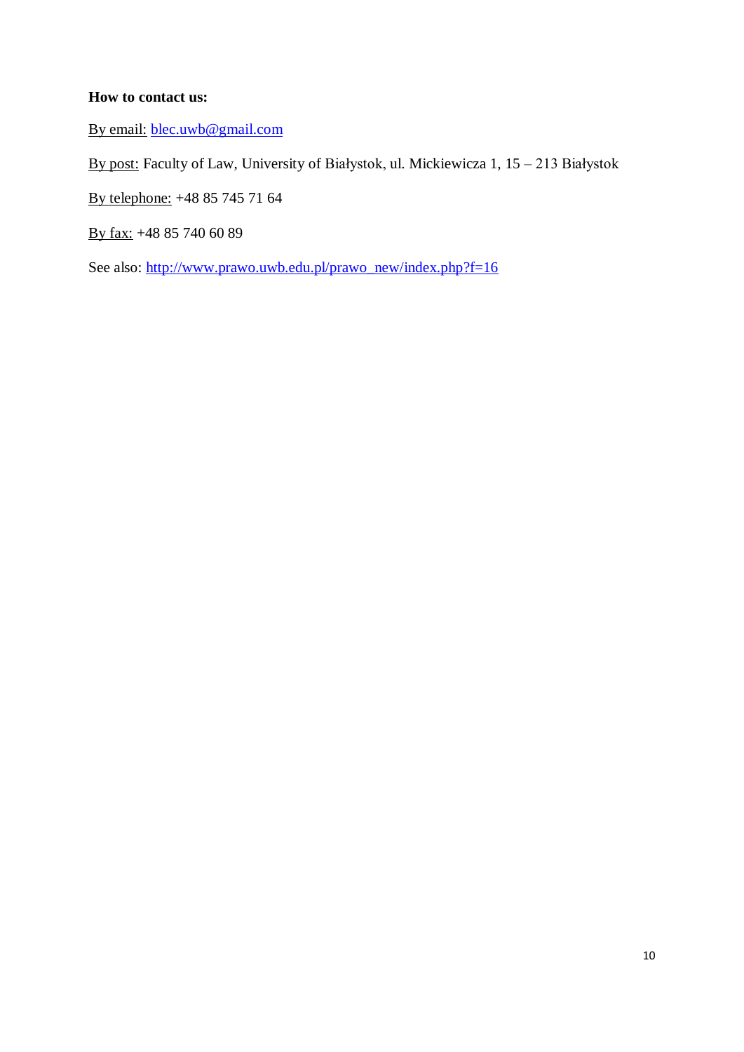**How to contact us:**

By email: blec.uwb@gmail.com

By post: Faculty of Law, University of Białystok, ul. Mickiewicza 1, 15 – 213 Białystok

By telephone: +48 85 745 71 64

By fax: +48 85 740 60 89

See also: http://www.prawo.uwb.edu.pl/prawo_new/index.php?f=16